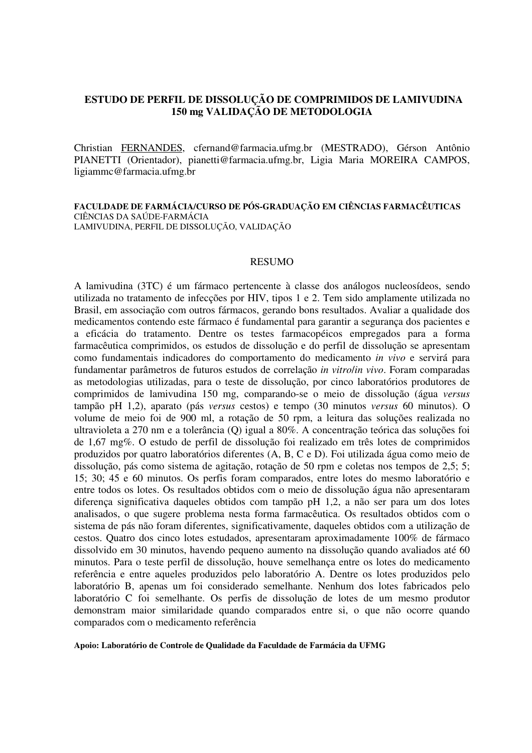# ESTUDO DE PERFIL DE DISSOLUÇÃO DE COMPRIMIDOS DE LAMIVUDINA 150 mg VALIDAÇÃO DE METODOLOGIA

Christian FERNANDES, cfernand@farmacia.ufmg.br (MESTRADO), Gérson Antônio PIANETTI (Orientador), pianetti@farmacia.ufmg.br, Ligia Maria MOREIRA CAMPOS, ligiammc@farmacia.ufmg.br

**FACULDADE DE FARMÁCIA/CURSO DE PÓS-GRADUAÇÃO EM CIÊNCIAS FARMACÊUTICAS**
CIÊNCIAS DA SAÚDE-FARMÁCIA
LAMIVUDINA, PERFIL DE DISSOLUÇÃO, VALIDAÇÃO

## RESUMO

A lamivudina (3TC) é um fármaco pertencente à classe dos análogos nucleosídeos, sendo utilizada no tratamento de infecções por HIV, tipos 1 e 2. Tem sido amplamente utilizada no Brasil, em associação com outros fármacos, gerando bons resultados. Avaliar a qualidade dos medicamentos contendo este fármaco é fundamental para garantir a segurança dos pacientes e a eficácia do tratamento. Dentre os testes farmacopéicos empregados para a forma farmacêutica comprimidos, os estudos de dissolução e do perfil de dissolução se apresentam como fundamentais indicadores do comportamento do medicamento *in vivo* e servirá para fundamentar parâmetros de futuros estudos de correlação *in vitro/in vivo*. Foram comparadas as metodologias utilizadas, para o teste de dissolução, por cinco laboratórios produtores de comprimidos de lamivudina 150 mg, comparando-se o meio de dissolução (água *versus* tampão pH 1,2), aparato (pás *versus* cestos) e tempo (30 minutos *versus* 60 minutos). O volume de meio foi de 900 ml, a rotação de 50 rpm, a leitura das soluções realizada no ultravioleta a 270 nm e a tolerância (Q) igual a 80%. A concentração teórica das soluções foi de 1,67 mg%. O estudo de perfil de dissolução foi realizado em três lotes de comprimidos produzidos por quatro laboratórios diferentes (A, B, C e D). Foi utilizada água como meio de dissolução, pás como sistema de agitação, rotação de 50 rpm e coletas nos tempos de 2,5; 5; 15; 30; 45 e 60 minutos. Os perfis foram comparados, entre lotes do mesmo laboratório e entre todos os lotes. Os resultados obtidos com o meio de dissolução água não apresentaram diferença significativa daqueles obtidos com tampão pH 1,2, a não ser para um dos lotes analisados, o que sugere problema nesta forma farmacêutica. Os resultados obtidos com o sistema de pás não foram diferentes, significativamente, daqueles obtidos com a utilização de cestos. Quatro dos cinco lotes estudados, apresentaram aproximadamente 100% de fármaco dissolvido em 30 minutos, havendo pequeno aumento na dissolução quando avaliados até 60 minutos. Para o teste perfil de dissolução, houve semelhança entre os lotes do medicamento referência e entre aqueles produzidos pelo laboratório A. Dentre os lotes produzidos pelo laboratório B, apenas um foi considerado semelhante. Nenhum dos lotes fabricados pelo laboratório C foi semelhante. Os perfis de dissolução de lotes de um mesmo produtor demonstram maior similaridade quando comparados entre si, o que não ocorre quando comparados com o medicamento referência

**Apoio: Laboratório de Controle de Qualidade da Faculdade de Farmácia da UFMG**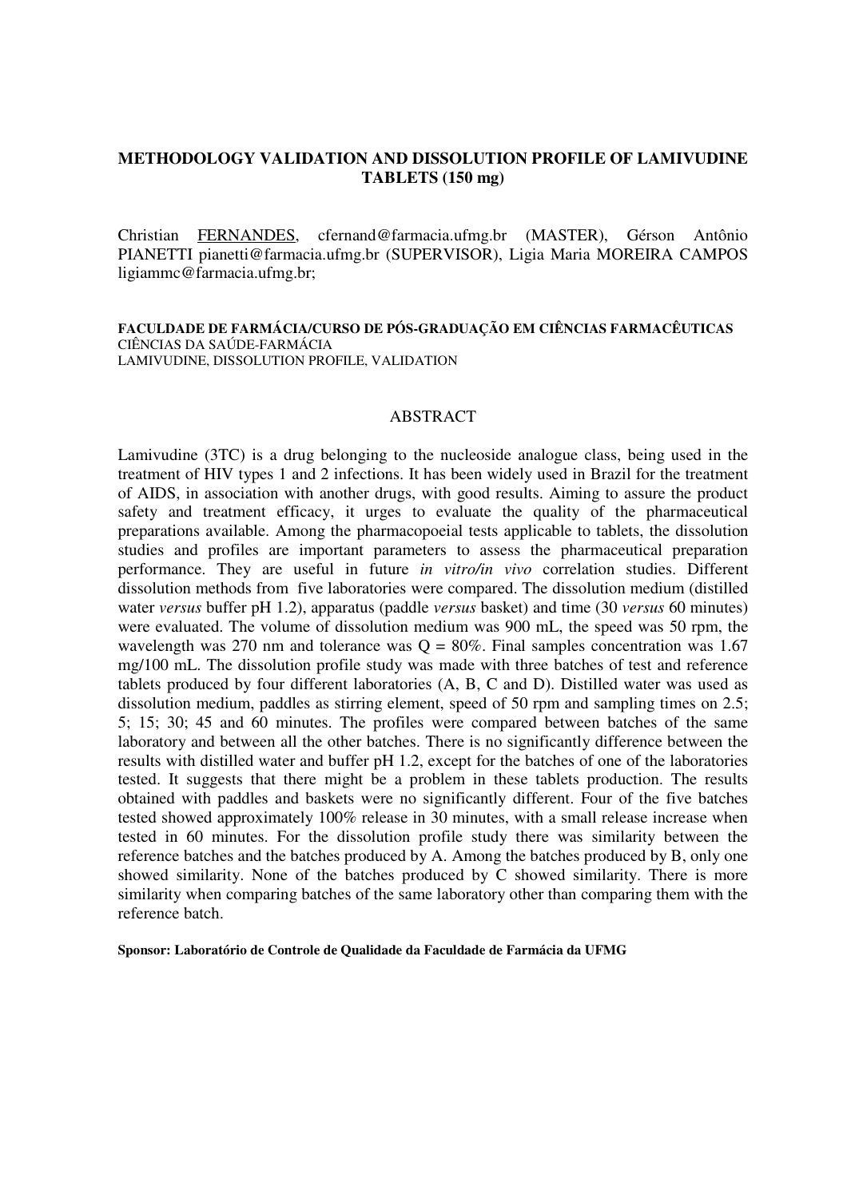**METHODOLOGY VALIDATION AND DISSOLUTION PROFILE OF LAMIVUDINE TABLETS (150 mg)**

Christian FERNANDES, cfernand@farmacia.ufmg.br (MASTER), Gérson Antônio PIANETTI pianetti@farmacia.ufmg.br (SUPERVISOR), Ligia Maria MOREIRA CAMPOS ligiammc@farmacia.ufmg.br;

**FACULDADE DE FARMÁCIA/CURSO DE PÓS-GRADUAÇÃO EM CIÊNCIAS FARMACÊUTICAS**
CIÊNCIAS DA SAÚDE-FARMÁCIA
LAMIVUDINE, DISSOLUTION PROFILE, VALIDATION

## ABSTRACT

Lamivudine (3TC) is a drug belonging to the nucleoside analogue class, being used in the treatment of HIV types 1 and 2 infections. It has been widely used in Brazil for the treatment of AIDS, in association with another drugs, with good results. Aiming to assure the product safety and treatment efficacy, it urges to evaluate the quality of the pharmaceutical preparations available. Among the pharmacopoeial tests applicable to tablets, the dissolution studies and profiles are important parameters to assess the pharmaceutical preparation performance. They are useful in future *in vitro/in vivo* correlation studies. Different dissolution methods from five laboratories were compared. The dissolution medium (distilled water *versus* buffer pH 1.2), apparatus (paddle *versus* basket) and time (30 *versus* 60 minutes) were evaluated. The volume of dissolution medium was 900 mL, the speed was 50 rpm, the wavelength was 270 nm and tolerance was Q = 80%. Final samples concentration was 1.67 mg/100 mL. The dissolution profile study was made with three batches of test and reference tablets produced by four different laboratories (A, B, C and D). Distilled water was used as dissolution medium, paddles as stirring element, speed of 50 rpm and sampling times on 2.5; 5; 15; 30; 45 and 60 minutes. The profiles were compared between batches of the same laboratory and between all the other batches. There is no significantly difference between the results with distilled water and buffer pH 1.2, except for the batches of one of the laboratories tested. It suggests that there might be a problem in these tablets production. The results obtained with paddles and baskets were no significantly different. Four of the five batches tested showed approximately 100% release in 30 minutes, with a small release increase when tested in 60 minutes. For the dissolution profile study there was similarity between the reference batches and the batches produced by A. Among the batches produced by B, only one showed similarity. None of the batches produced by C showed similarity. There is more similarity when comparing batches of the same laboratory other than comparing them with the reference batch.

**Sponsor: Laboratório de Controle de Qualidade da Faculdade de Farmácia da UFMG**